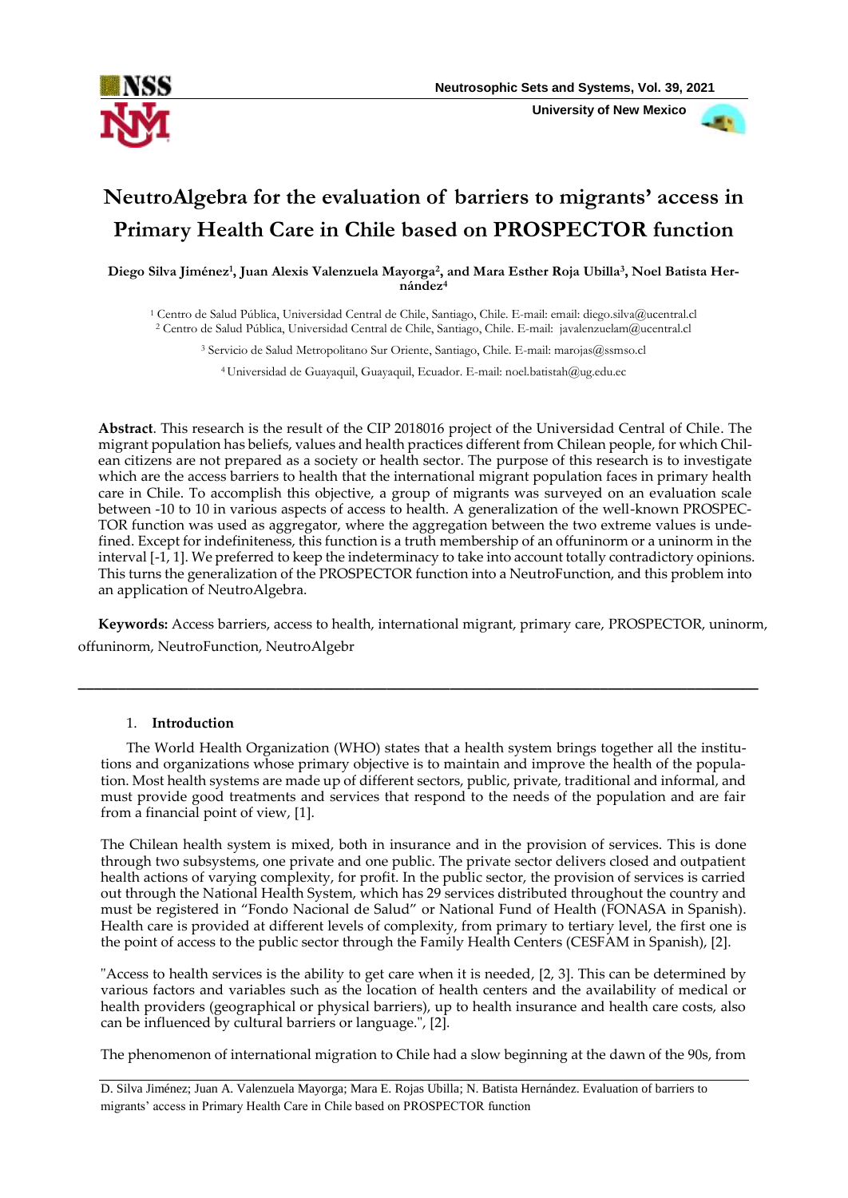# NeutroAlgebra for the evaluation of barriers to migrants' access in Primary Health Care in Chile based on PROSPECTOR function

**Diego Silva Jiménez[1], Juan Alexis Valenzuela Mayorga[2], and Mara Esther Roja Ubilla[3], Noel Batista Hernández[4]**

[1] Centro de Salud Pública, Universidad Central de Chile, Santiago, Chile. E-mail: email: diego.silva@ucentral.cl

[2] Centro de Salud Pública, Universidad Central de Chile, Santiago, Chile. E-mail: javalenzuelam@ucentral.cl

[3] Servicio de Salud Metropolitano Sur Oriente, Santiago, Chile. E-mail: marojas@ssmso.cl

[4] Universidad de Guayaquil, Guayaquil, Ecuador. E-mail: noel.batistah@ug.edu.ec

**Abstract**. This research is the result of the CIP 2018016 project of the Universidad Central of Chile. The migrant population has beliefs, values and health practices different from Chilean people, for which Chilean citizens are not prepared as a society or health sector. The purpose of this research is to investigate which are the access barriers to health that the international migrant population faces in primary health care in Chile. To accomplish this objective, a group of migrants was surveyed on an evaluation scale between -10 to 10 in various aspects of access to health. A generalization of the well-known PROSPECTOR function was used as aggregator, where the aggregation between the two extreme values is undefined. Except for indefiniteness, this function is a truth membership of an offuninorm or a uninorm in the interval [-1, 1]. We preferred to keep the indeterminacy to take into account totally contradictory opinions. This turns the generalization of the PROSPECTOR function into a NeutroFunction, and this problem into an application of NeutroAlgebra.

**Keywords:** Access barriers, access to health, international migrant, primary care, PROSPECTOR, uninorm, offuninorm, NeutroFunction, NeutroAlgebr

---

## 1. Introduction

The World Health Organization (WHO) states that a health system brings together all the institutions and organizations whose primary objective is to maintain and improve the health of the population. Most health systems are made up of different sectors, public, private, traditional and informal, and must provide good treatments and services that respond to the needs of the population and are fair from a financial point of view, [1].

The Chilean health system is mixed, both in insurance and in the provision of services. This is done through two subsystems, one private and one public. The private sector delivers closed and outpatient health actions of varying complexity, for profit. In the public sector, the provision of services is carried out through the National Health System, which has 29 services distributed throughout the country and must be registered in "Fondo Nacional de Salud" or National Fund of Health (FONASA in Spanish). Health care is provided at different levels of complexity, from primary to tertiary level, the first one is the point of access to the public sector through the Family Health Centers (CESFAM in Spanish), [2].

"Access to health services is the ability to get care when it is needed, [2, 3]. This can be determined by various factors and variables such as the location of health centers and the availability of medical or health providers (geographical or physical barriers), up to health insurance and health care costs, also can be influenced by cultural barriers or language.", [2].

The phenomenon of international migration to Chile had a slow beginning at the dawn of the 90s, from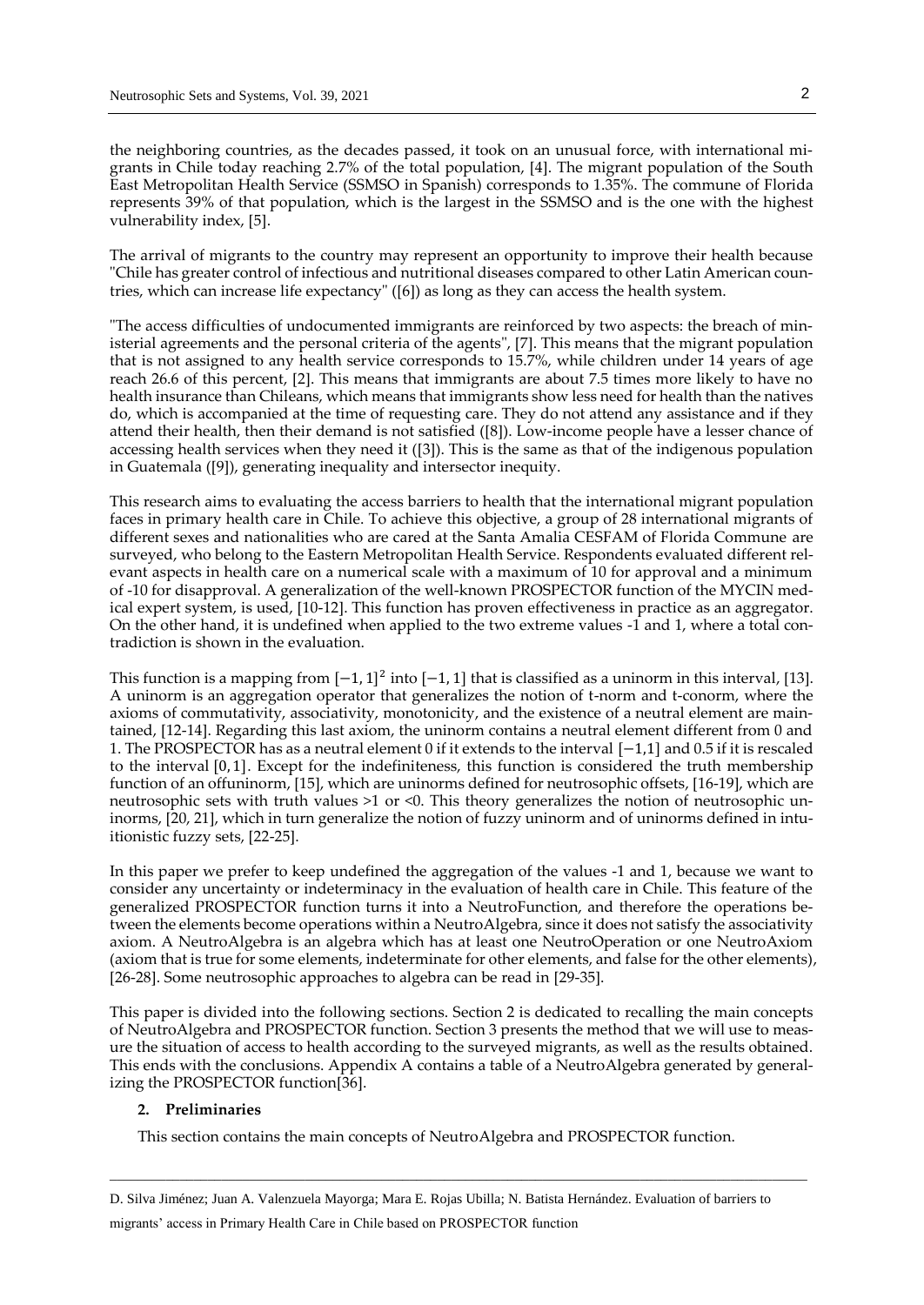the neighboring countries, as the decades passed, it took on an unusual force, with international migrants in Chile today reaching 2.7% of the total population, [4]. The migrant population of the South East Metropolitan Health Service (SSMSO in Spanish) corresponds to 1.35%. The commune of Florida represents 39% of that population, which is the largest in the SSMSO and is the one with the highest vulnerability index, [5].

The arrival of migrants to the country may represent an opportunity to improve their health because "Chile has greater control of infectious and nutritional diseases compared to other Latin American countries, which can increase life expectancy" ([6]) as long as they can access the health system.

"The access difficulties of undocumented immigrants are reinforced by two aspects: the breach of ministerial agreements and the personal criteria of the agents", [7]. This means that the migrant population that is not assigned to any health service corresponds to 15.7%, while children under 14 years of age reach 26.6 of this percent, [2]. This means that immigrants are about 7.5 times more likely to have no health insurance than Chileans, which means that immigrants show less need for health than the natives do, which is accompanied at the time of requesting care. They do not attend any assistance and if they attend their health, then their demand is not satisfied ([8]). Low-income people have a lesser chance of accessing health services when they need it ([3]). This is the same as that of the indigenous population in Guatemala ([9]), generating inequality and intersector inequity.

This research aims to evaluating the access barriers to health that the international migrant population faces in primary health care in Chile. To achieve this objective, a group of 28 international migrants of different sexes and nationalities who are cared at the Santa Amalia CESFAM of Florida Commune are surveyed, who belong to the Eastern Metropolitan Health Service. Respondents evaluated different relevant aspects in health care on a numerical scale with a maximum of 10 for approval and a minimum of -10 for disapproval. A generalization of the well-known PROSPECTOR function of the MYCIN medical expert system, is used, [10-12]. This function has proven effectiveness in practice as an aggregator. On the other hand, it is undefined when applied to the two extreme values -1 and 1, where a total contradiction is shown in the evaluation.

This function is a mapping from $[-1, 1]^2$ into $[-1, 1]$ that is classified as a uninorm in this interval, [13]. A uninorm is an aggregation operator that generalizes the notion of t-norm and t-conorm, where the axioms of commutativity, associativity, monotonicity, and the existence of a neutral element are maintained, [12-14]. Regarding this last axiom, the uninorm contains a neutral element different from 0 and 1. The PROSPECTOR has as a neutral element 0 if it extends to the interval $[-1,1]$ and 0.5 if it is rescaled to the interval $[0, 1]$. Except for the indefiniteness, this function is considered the truth membership function of an offuninorm, [15], which are uninorms defined for neutrosophic offsets, [16-19], which are neutrosophic sets with truth values >1 or <0. This theory generalizes the notion of neutrosophic uninorms, [20, 21], which in turn generalize the notion of fuzzy uninorm and of uninorms defined in intuitionistic fuzzy sets, [22-25].

In this paper we prefer to keep undefined the aggregation of the values -1 and 1, because we want to consider any uncertainty or indeterminacy in the evaluation of health care in Chile. This feature of the generalized PROSPECTOR function turns it into a NeutroFunction, and therefore the operations between the elements become operations within a NeutroAlgebra, since it does not satisfy the associativity axiom. A NeutroAlgebra is an algebra which has at least one NeutroOperation or one NeutroAxiom (axiom that is true for some elements, indeterminate for other elements, and false for the other elements), [26-28]. Some neutrosophic approaches to algebra can be read in [29-35].

This paper is divided into the following sections. Section 2 is dedicated to recalling the main concepts of NeutroAlgebra and PROSPECTOR function. Section 3 presents the method that we will use to measure the situation of access to health according to the surveyed migrants, as well as the results obtained. This ends with the conclusions. Appendix A contains a table of a NeutroAlgebra generated by generalizing the PROSPECTOR function[36].

## 2. Preliminaries

This section contains the main concepts of NeutroAlgebra and PROSPECTOR function.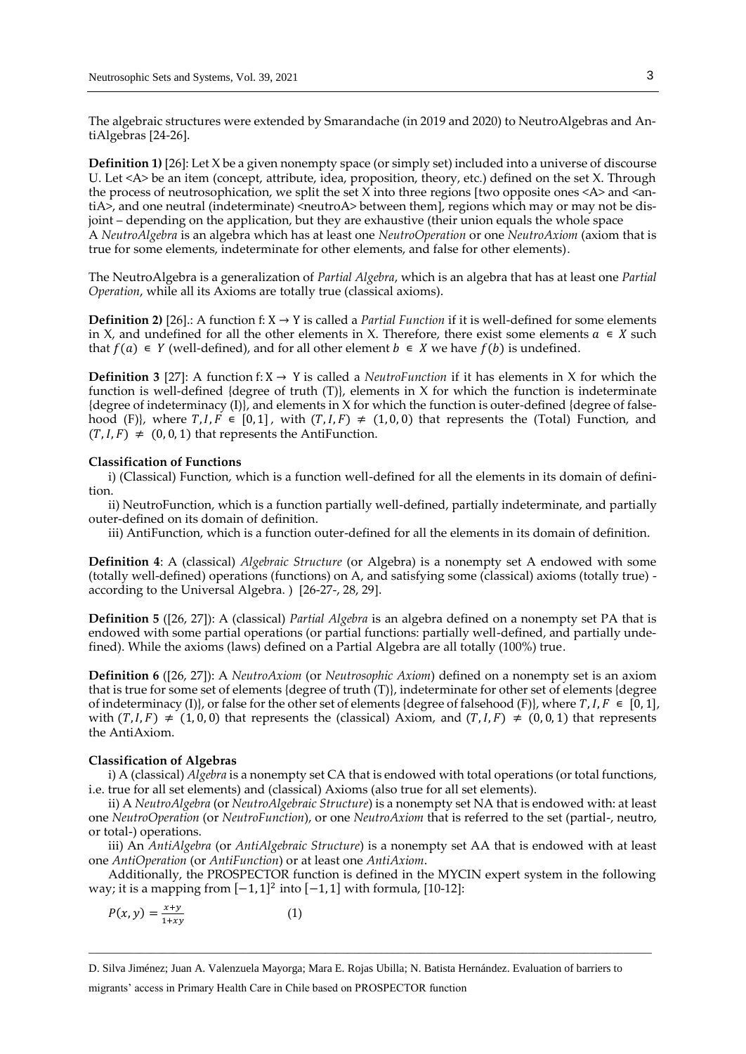The algebraic structures were extended by Smarandache (in 2019 and 2020) to NeutroAlgebras and AntiAlgebras [24-26].

**Definition 1)** [26]: Let X be a given nonempty space (or simply set) included into a universe of discourse U. Let <A> be an item (concept, attribute, idea, proposition, theory, etc.) defined on the set X. Through the process of neutrosophication, we split the set X into three regions [two opposite ones <A> and <antiA>, and one neutral (indeterminate) <neutroA> between them], regions which may or may not be disjoint – depending on the application, but they are exhaustive (their union equals the whole space A *NeutroAlgebra* is an algebra which has at least one *NeutroOperation* or one *NeutroAxiom* (axiom that is true for some elements, indeterminate for other elements, and false for other elements).

The NeutroAlgebra is a generalization of *Partial Algebra*, which is an algebra that has at least one *Partial Operation*, while all its Axioms are totally true (classical axioms).

**Definition 2)** [26].: A function f: X → Y is called a *Partial Function* if it is well-defined for some elements in X, and undefined for all the other elements in X. Therefore, there exist some elements $a \in X$ such that $f(a) \in Y$ (well-defined), and for all other element $b \in X$ we have $f(b)$ is undefined.

**Definition 3** [27]: A function f: X → Y is called a *NeutroFunction* if it has elements in X for which the function is well-defined {degree of truth (T)}, elements in X for which the function is indeterminate {degree of indeterminacy (I)}, and elements in X for which the function is outer-defined {degree of falsehood (F)}, where $T, I, F \in [0,1]$, with $(T, I, F) \neq (1, 0, 0)$ that represents the (Total) Function, and $(T, I, F) \neq (0, 0, 1)$ that represents the AntiFunction.

**Classification of Functions**

i) (Classical) Function, which is a function well-defined for all the elements in its domain of definition.

ii) NeutroFunction, which is a function partially well-defined, partially indeterminate, and partially outer-defined on its domain of definition.

iii) AntiFunction, which is a function outer-defined for all the elements in its domain of definition.

**Definition 4**: A (classical) *Algebraic Structure* (or Algebra) is a nonempty set A endowed with some (totally well-defined) operations (functions) on A, and satisfying some (classical) axioms (totally true) - according to the Universal Algebra. ) [26-27-, 28, 29].

**Definition 5** ([26, 27]): A (classical) *Partial Algebra* is an algebra defined on a nonempty set PA that is endowed with some partial operations (or partial functions: partially well-defined, and partially undefined). While the axioms (laws) defined on a Partial Algebra are all totally (100%) true.

**Definition 6** ([26, 27]): A *NeutroAxiom* (or *Neutrosophic Axiom*) defined on a nonempty set is an axiom that is true for some set of elements {degree of truth (T)}, indeterminate for other set of elements {degree of indeterminacy (I)}, or false for the other set of elements {degree of falsehood (F)}, where $T, I, F \in [0, 1]$, with $(T, I, F) \neq (1, 0, 0)$ that represents the (classical) Axiom, and $(T, I, F) \neq (0, 0, 1)$ that represents the AntiAxiom.

**Classification of Algebras**

i) A (classical) *Algebra* is a nonempty set CA that is endowed with total operations (or total functions, i.e. true for all set elements) and (classical) Axioms (also true for all set elements).

ii) A *NeutroAlgebra* (or *NeutroAlgebraic Structure*) is a nonempty set NA that is endowed with: at least one *NeutroOperation* (or *NeutroFunction*), or one *NeutroAxiom* that is referred to the set (partial-, neutro, or total-) operations.

iii) An *AntiAlgebra* (or *AntiAlgebraic Structure*) is a nonempty set AA that is endowed with at least one *AntiOperation* (or *AntiFunction*) or at least one *AntiAxiom*.

Additionally, the PROSPECTOR function is defined in the MYCIN expert system in the following way; it is a mapping from $[-1, 1]^2$ into $[-1, 1]$ with formula, [10-12]:

$$P(x, y) = \frac{x+y}{1+xy} \qquad (1)$$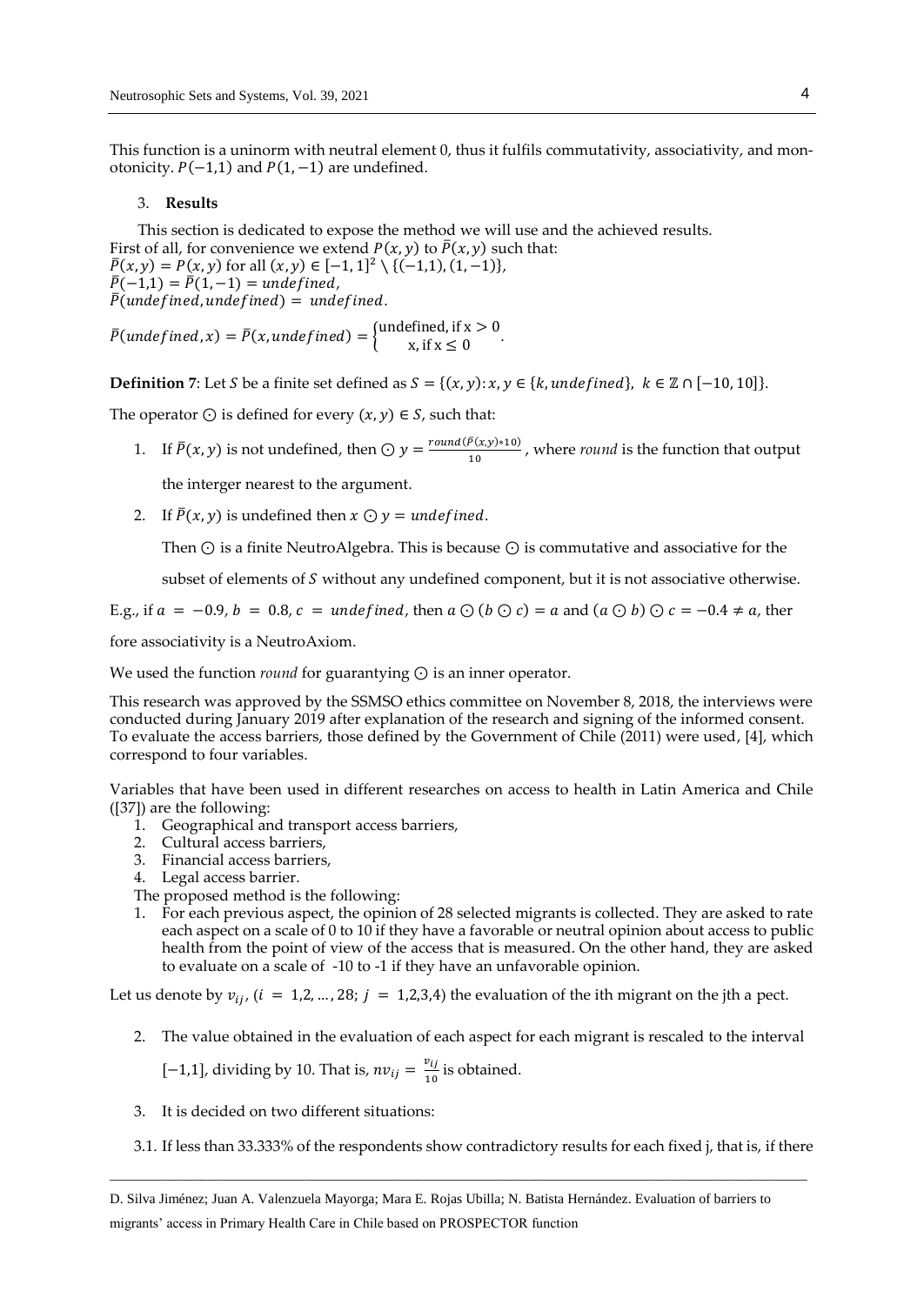This function is a uninorm with neutral element 0, thus it fulfils commutativity, associativity, and monotonicity. $P(-1,1)$ and $P(1,-1)$ are undefined.

## 3. Results

This section is dedicated to expose the method we will use and the achieved results.
First of all, for convenience we extend $P(x,y)$ to $\bar{P}(x,y)$ such that:
$\bar{P}(x,y) = P(x,y)$ for all $(x,y) \in [-1,1]^2 \setminus \{(-1,1),(1,-1)\}$,
$\bar{P}(-1,1) = \bar{P}(1,-1) = undefined$,
$\bar{P}(undefined, undefined) = undefined$.

$$\bar{P}(undefined, x) = \bar{P}(x, undefined) = \begin{cases} \text{undefined, if } x > 0 \\ x, \text{ if } x \leq 0 \end{cases}.$$

**Definition 7**: Let $S$ be a finite set defined as $S = \{(x,y): x, y \in \{k, undefined\},\ k \in \mathbb{Z} \cap [-10,10]\}$.

The operator $\odot$ is defined for every $(x,y) \in S$, such that:

1. If $\bar{P}(x,y)$ is not undefined, then $\odot\ y = \frac{round(\bar{P}(x,y)*10)}{10}$, where *round* is the function that output the interger nearest to the argument.
2. If $\bar{P}(x,y)$ is undefined then $x \odot y = undefined$.

   Then $\odot$ is a finite NeutroAlgebra. This is because $\odot$ is commutative and associative for the subset of elements of $S$ without any undefined component, but it is not associative otherwise.

E.g., if $a = -0.9$, $b = 0.8$, $c = undefined$, then $a \odot (b \odot c) = a$ and $(a \odot b) \odot c = -0.4 \neq a$, ther fore associativity is a NeutroAxiom.

We used the function *round* for guarantying $\odot$ is an inner operator.

This research was approved by the SSMSO ethics committee on November 8, 2018, the interviews were conducted during January 2019 after explanation of the research and signing of the informed consent. To evaluate the access barriers, those defined by the Government of Chile (2011) were used, [4], which correspond to four variables.

Variables that have been used in different researches on access to health in Latin America and Chile ([37]) are the following:

1. Geographical and transport access barriers,
2. Cultural access barriers,
3. Financial access barriers,
4. Legal access barrier.

The proposed method is the following:

1. For each previous aspect, the opinion of 28 selected migrants is collected. They are asked to rate each aspect on a scale of 0 to 10 if they have a favorable or neutral opinion about access to public health from the point of view of the access that is measured. On the other hand, they are asked to evaluate on a scale of -10 to -1 if they have an unfavorable opinion.

Let us denote by $v_{ij}$, $(i = 1,2,\ldots,28;\ j = 1,2,3,4)$ the evaluation of the ith migrant on the jth a pect.

2. The value obtained in the evaluation of each aspect for each migrant is rescaled to the interval $[-1,1]$, dividing by 10. That is, $nv_{ij} = \frac{v_{ij}}{10}$ is obtained.
3. It is decided on two different situations:

3.1. If less than 33.333% of the respondents show contradictory results for each fixed j, that is, if there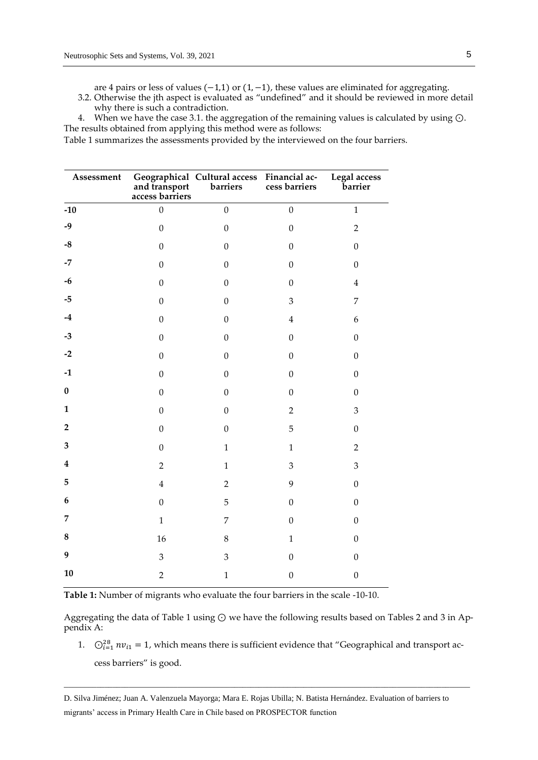are 4 pairs or less of values $(-1,1)$ or $(1,-1)$, these values are eliminated for aggregating.

3.2. Otherwise the jth aspect is evaluated as "undefined" and it should be reviewed in more detail why there is such a contradiction.

4. When we have the case 3.1. the aggregation of the remaining values is calculated by using $\odot$.

The results obtained from applying this method were as follows:

Table 1 summarizes the assessments provided by the interviewed on the four barriers.

| Assessment | Geographical and transport access barriers | Cultural access barriers | Financial access barriers | Legal access barrier |
|---|---|---|---|---|
| **-10** | 0 | 0 | 0 | 1 |
| **-9** | 0 | 0 | 0 | 2 |
| **-8** | 0 | 0 | 0 | 0 |
| **-7** | 0 | 0 | 0 | 0 |
| **-6** | 0 | 0 | 0 | 4 |
| **-5** | 0 | 0 | 3 | 7 |
| **-4** | 0 | 0 | 4 | 6 |
| **-3** | 0 | 0 | 0 | 0 |
| **-2** | 0 | 0 | 0 | 0 |
| **-1** | 0 | 0 | 0 | 0 |
| **0** | 0 | 0 | 0 | 0 |
| **1** | 0 | 0 | 2 | 3 |
| **2** | 0 | 0 | 5 | 0 |
| **3** | 0 | 1 | 1 | 2 |
| **4** | 2 | 1 | 3 | 3 |
| **5** | 4 | 2 | 9 | 0 |
| **6** | 0 | 5 | 0 | 0 |
| **7** | 1 | 7 | 0 | 0 |
| **8** | 16 | 8 | 1 | 0 |
| **9** | 3 | 3 | 0 | 0 |
| **10** | 2 | 1 | 0 | 0 |

**Table 1:** Number of migrants who evaluate the four barriers in the scale -10-10.

Aggregating the data of Table 1 using $\odot$ we have the following results based on Tables 2 and 3 in Appendix A:

1. $\odot_{i=1}^{28} nv_{i1} = 1$, which means there is sufficient evidence that "Geographical and transport access barriers" is good.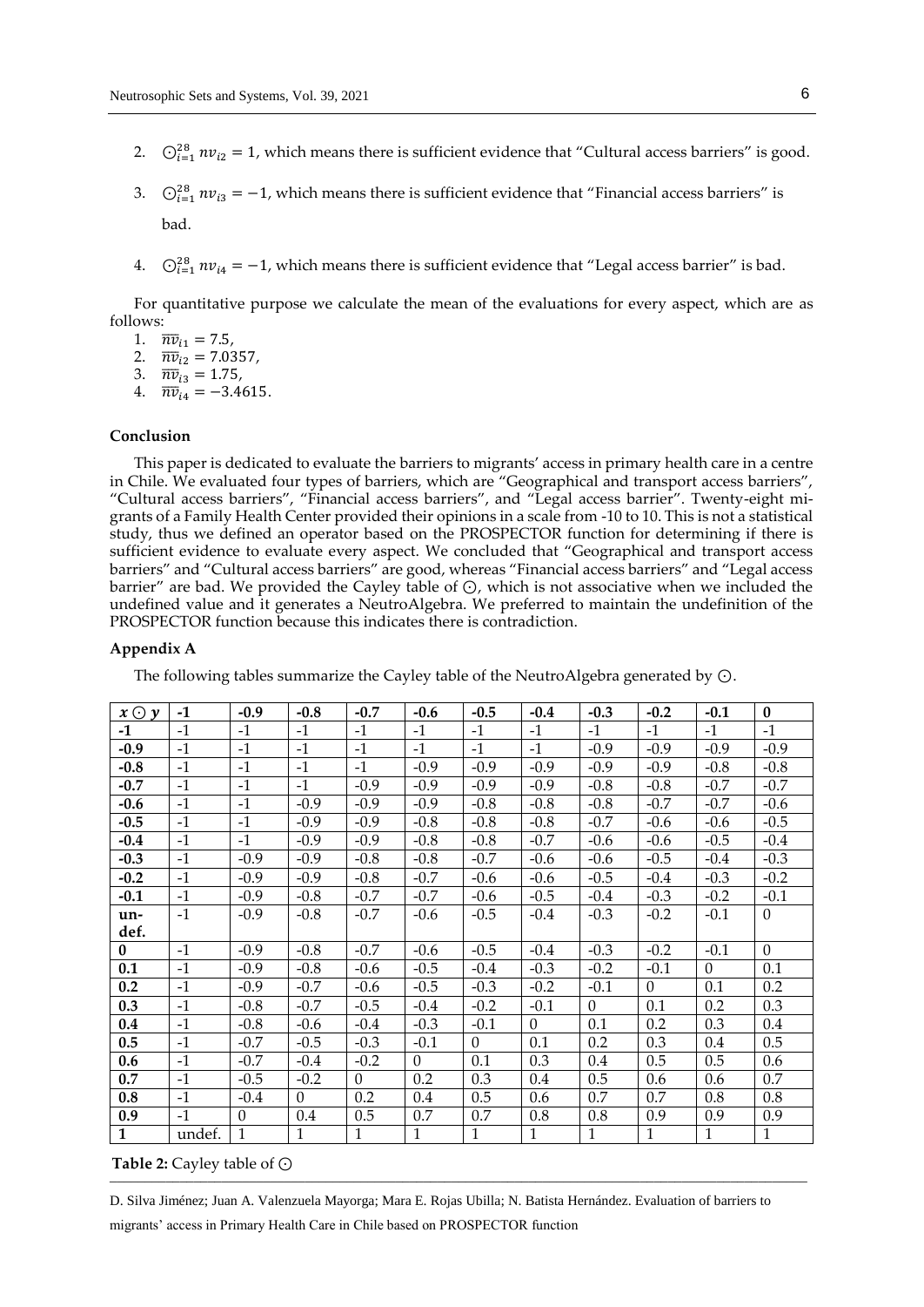2. $\bigodot_{i=1}^{28} nv_{i2} = 1$, which means there is sufficient evidence that "Cultural access barriers" is good.

3. $\bigodot_{i=1}^{28} nv_{i3} = -1$, which means there is sufficient evidence that "Financial access barriers" is bad.

4. $\bigodot_{i=1}^{28} nv_{i4} = -1$, which means there is sufficient evidence that "Legal access barrier" is bad.

For quantitative purpose we calculate the mean of the evaluations for every aspect, which are as follows:

1. $\overline{nv}_{i1} = 7.5$,
2. $\overline{nv}_{i2} = 7.0357$,
3. $\overline{nv}_{i3} = 1.75$,
4. $\overline{nv}_{i4} = -3.4615$.

### Conclusion

This paper is dedicated to evaluate the barriers to migrants' access in primary health care in a centre in Chile. We evaluated four types of barriers, which are "Geographical and transport access barriers", "Cultural access barriers", "Financial access barriers", and "Legal access barrier". Twenty-eight migrants of a Family Health Center provided their opinions in a scale from -10 to 10. This is not a statistical study, thus we defined an operator based on the PROSPECTOR function for determining if there is sufficient evidence to evaluate every aspect. We concluded that "Geographical and transport access barriers" and "Cultural access barriers" are good, whereas "Financial access barriers" and "Legal access barrier" are bad. We provided the Cayley table of $\odot$, which is not associative when we included the undefined value and it generates a NeutroAlgebra. We preferred to maintain the undefinition of the PROSPECTOR function because this indicates there is contradiction.

### Appendix A

The following tables summarize the Cayley table of the NeutroAlgebra generated by $\odot$.

| $x \odot y$ | -1 | -0.9 | -0.8 | -0.7 | -0.6 | -0.5 | -0.4 | -0.3 | -0.2 | -0.1 | 0 |
|---|---|---|---|---|---|---|---|---|---|---|---|
| **-1** | -1 | -1 | -1 | -1 | -1 | -1 | -1 | -1 | -1 | -1 | -1 |
| **-0.9** | -1 | -1 | -1 | -1 | -1 | -1 | -1 | -0.9 | -0.9 | -0.9 | -0.9 |
| **-0.8** | -1 | -1 | -1 | -1 | -0.9 | -0.9 | -0.9 | -0.9 | -0.9 | -0.8 | -0.8 |
| **-0.7** | -1 | -1 | -1 | -0.9 | -0.9 | -0.9 | -0.9 | -0.8 | -0.8 | -0.7 | -0.7 |
| **-0.6** | -1 | -1 | -0.9 | -0.9 | -0.9 | -0.8 | -0.8 | -0.8 | -0.7 | -0.7 | -0.6 |
| **-0.5** | -1 | -1 | -0.9 | -0.9 | -0.8 | -0.8 | -0.8 | -0.7 | -0.6 | -0.6 | -0.5 |
| **-0.4** | -1 | -1 | -0.9 | -0.9 | -0.8 | -0.8 | -0.7 | -0.6 | -0.6 | -0.5 | -0.4 |
| **-0.3** | -1 | -0.9 | -0.9 | -0.8 | -0.8 | -0.7 | -0.6 | -0.6 | -0.5 | -0.4 | -0.3 |
| **-0.2** | -1 | -0.9 | -0.9 | -0.8 | -0.7 | -0.6 | -0.6 | -0.5 | -0.4 | -0.3 | -0.2 |
| **-0.1** | -1 | -0.9 | -0.8 | -0.7 | -0.7 | -0.6 | -0.5 | -0.4 | -0.3 | -0.2 | -0.1 |
| **undef.** | -1 | -0.9 | -0.8 | -0.7 | -0.6 | -0.5 | -0.4 | -0.3 | -0.2 | -0.1 | 0 |
| **0** | -1 | -0.9 | -0.8 | -0.7 | -0.6 | -0.5 | -0.4 | -0.3 | -0.2 | -0.1 | 0 |
| **0.1** | -1 | -0.9 | -0.8 | -0.6 | -0.5 | -0.4 | -0.3 | -0.2 | -0.1 | 0 | 0.1 |
| **0.2** | -1 | -0.9 | -0.7 | -0.6 | -0.5 | -0.3 | -0.2 | -0.1 | 0 | 0.1 | 0.2 |
| **0.3** | -1 | -0.8 | -0.7 | -0.5 | -0.4 | -0.2 | -0.1 | 0 | 0.1 | 0.2 | 0.3 |
| **0.4** | -1 | -0.8 | -0.6 | -0.4 | -0.3 | -0.1 | 0 | 0.1 | 0.2 | 0.3 | 0.4 |
| **0.5** | -1 | -0.7 | -0.5 | -0.3 | -0.1 | 0 | 0.1 | 0.2 | 0.3 | 0.4 | 0.5 |
| **0.6** | -1 | -0.7 | -0.4 | -0.2 | 0 | 0.1 | 0.3 | 0.4 | 0.5 | 0.5 | 0.6 |
| **0.7** | -1 | -0.5 | -0.2 | 0 | 0.2 | 0.3 | 0.4 | 0.5 | 0.6 | 0.6 | 0.7 |
| **0.8** | -1 | -0.4 | 0 | 0.2 | 0.4 | 0.5 | 0.6 | 0.7 | 0.7 | 0.8 | 0.8 |
| **0.9** | -1 | 0 | 0.4 | 0.5 | 0.7 | 0.7 | 0.8 | 0.8 | 0.9 | 0.9 | 0.9 |
| **1** | undef. | 1 | 1 | 1 | 1 | 1 | 1 | 1 | 1 | 1 | 1 |

**Table 2:** Cayley table of $\odot$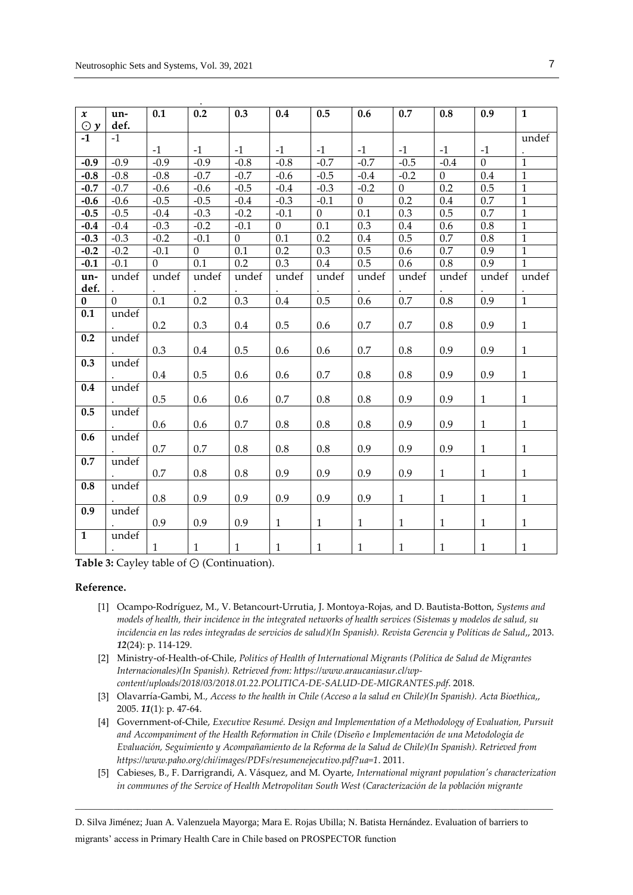| $x \odot y$ | un-def. | 0.1 | 0.2 | 0.3 | 0.4 | 0.5 | 0.6 | 0.7 | 0.8 | 0.9 | 1 |
|---|---|---|---|---|---|---|---|---|---|---|---|
| -1 | -1 | -1 | -1 | -1 | -1 | -1 | -1 | -1 | -1 | -1 | undef. |
| -0.9 | -0.9 | -0.9 | -0.9 | -0.8 | -0.8 | -0.7 | -0.7 | -0.5 | -0.4 | 0 | 1 |
| -0.8 | -0.8 | -0.8 | -0.7 | -0.7 | -0.6 | -0.5 | -0.4 | -0.2 | 0 | 0.4 | 1 |
| -0.7 | -0.7 | -0.6 | -0.6 | -0.5 | -0.4 | -0.3 | -0.2 | 0 | 0.2 | 0.5 | 1 |
| -0.6 | -0.6 | -0.5 | -0.5 | -0.4 | -0.3 | -0.1 | 0 | 0.2 | 0.4 | 0.7 | 1 |
| -0.5 | -0.5 | -0.4 | -0.3 | -0.2 | -0.1 | 0 | 0.1 | 0.3 | 0.5 | 0.7 | 1 |
| -0.4 | -0.4 | -0.3 | -0.2 | -0.1 | 0 | 0.1 | 0.3 | 0.4 | 0.6 | 0.8 | 1 |
| -0.3 | -0.3 | -0.2 | -0.1 | 0 | 0.1 | 0.2 | 0.4 | 0.5 | 0.7 | 0.8 | 1 |
| -0.2 | -0.2 | -0.1 | 0 | 0.1 | 0.2 | 0.3 | 0.5 | 0.6 | 0.7 | 0.9 | 1 |
| -0.1 | -0.1 | 0 | 0.1 | 0.2 | 0.3 | 0.4 | 0.5 | 0.6 | 0.8 | 0.9 | 1 |
| un-def. | undef. | undef. | undef. | undef. | undef. | undef. | undef. | undef. | undef. | undef. | undef. |
| 0 | 0 | 0.1 | 0.2 | 0.3 | 0.4 | 0.5 | 0.6 | 0.7 | 0.8 | 0.9 | 1 |
| 0.1 | undef. | 0.2 | 0.3 | 0.4 | 0.5 | 0.6 | 0.7 | 0.7 | 0.8 | 0.9 | 1 |
| 0.2 | undef. | 0.3 | 0.4 | 0.5 | 0.6 | 0.6 | 0.7 | 0.8 | 0.9 | 0.9 | 1 |
| 0.3 | undef. | 0.4 | 0.5 | 0.6 | 0.6 | 0.7 | 0.8 | 0.8 | 0.9 | 0.9 | 1 |
| 0.4 | undef. | 0.5 | 0.6 | 0.6 | 0.7 | 0.8 | 0.8 | 0.9 | 0.9 | 1 | 1 |
| 0.5 | undef. | 0.6 | 0.6 | 0.7 | 0.8 | 0.8 | 0.8 | 0.9 | 0.9 | 1 | 1 |
| 0.6 | undef. | 0.7 | 0.7 | 0.8 | 0.8 | 0.8 | 0.9 | 0.9 | 0.9 | 1 | 1 |
| 0.7 | undef. | 0.7 | 0.8 | 0.8 | 0.9 | 0.9 | 0.9 | 0.9 | 1 | 1 | 1 |
| 0.8 | undef. | 0.8 | 0.9 | 0.9 | 0.9 | 0.9 | 0.9 | 1 | 1 | 1 | 1 |
| 0.9 | undef. | 0.9 | 0.9 | 0.9 | 1 | 1 | 1 | 1 | 1 | 1 | 1 |
| 1 | undef. | 1 | 1 | 1 | 1 | 1 | 1 | 1 | 1 | 1 | 1 |

**Table 3:** Cayley table of $\odot$ (Continuation).

**Reference.**

[1] Ocampo-Rodríguez, M., V. Betancourt-Urrutia, J. Montoya-Rojas, and D. Bautista-Botton, *Systems and models of health, their incidence in the integrated networks of health services (Sistemas y modelos de salud, su incidencia en las redes integradas de servicios de salud)(In Spanish). Revista Gerencia y Políticas de Salud,*, 2013. ***12***(24): p. 114-129.

[2] Ministry-of-Health-of-Chile, *Politics of Health of International Migrants (Política de Salud de Migrantes Internacionales)(In Spanish). Retrieved from: https://www.araucaniasur.cl/wp-content/uploads/2018/03/2018.01.22.POLITICA-DE-SALUD-DE-MIGRANTES.pdf*. 2018.

[3] Olavarría-Gambi, M., *Access to the health in Chile (Acceso a la salud en Chile)(In Spanish). Acta Bioethica,*, 2005. ***11***(1): p. 47-64.

[4] Government-of-Chile, *Executive Resumé. Design and Implementation of a Methodology of Evaluation, Pursuit and Accompaniment of the Health Reformation in Chile (Diseño e Implementación de una Metodología de Evaluación, Seguimiento y Acompañamiento de la Reforma de la Salud de Chile)(In Spanish). Retrieved from https://www.paho.org/chi/images/PDFs/resumenejecutivo.pdf?ua=1*. 2011.

[5] Cabieses, B., F. Darrigrandi, A. Vásquez, and M. Oyarte, *International migrant population's characterization in communes of the Service of Health Metropolitan South West (Caracterización de la población migrante*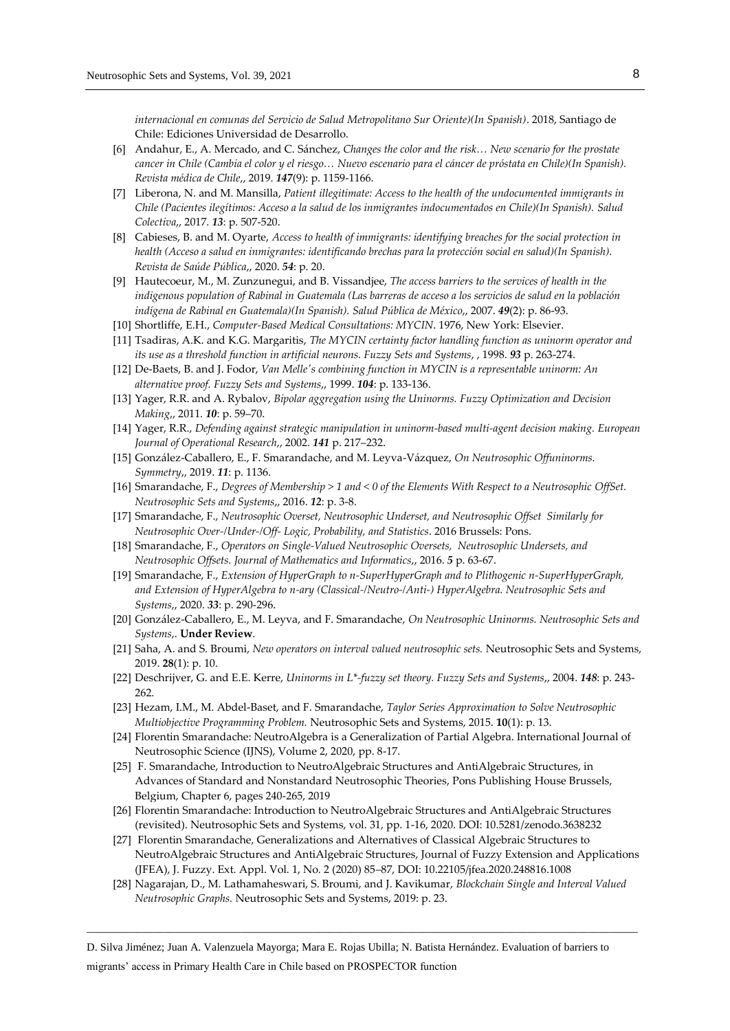*internacional en comunas del Servicio de Salud Metropolitano Sur Oriente)(In Spanish)*. 2018, Santiago de Chile: Ediciones Universidad de Desarrollo.

[6] Andahur, E., A. Mercado, and C. Sánchez, *Changes the color and the risk… New scenario for the prostate cancer in Chile (Cambia el color y el riesgo… Nuevo escenario para el cáncer de próstata en Chile)(In Spanish). Revista médica de Chile,*, 2019. ***147***(9): p. 1159-1166.

[7] Liberona, N. and M. Mansilla, *Patient illegitimate: Access to the health of the undocumented immigrants in Chile (Pacientes ilegítimos: Acceso a la salud de los inmigrantes indocumentados en Chile)(In Spanish). Salud Colectiva,*, 2017. ***13***: p. 507-520.

[8] Cabieses, B. and M. Oyarte, *Access to health of immigrants: identifying breaches for the social protection in health (Acceso a salud en inmigrantes: identificando brechas para la protección social en salud)(In Spanish). Revista de Saúde Pública,*, 2020. ***54***: p. 20.

[9] Hautecoeur, M., M. Zunzunegui, and B. Vissandjee, *The access barriers to the services of health in the indigenous population of Rabinal in Guatemala (Las barreras de acceso a los servicios de salud en la población indígena de Rabinal en Guatemala)(In Spanish). Salud Pública de México,*, 2007. ***49***(2): p. 86-93.

[10] Shortliffe, E.H., *Computer-Based Medical Consultations: MYCIN*. 1976, New York: Elsevier.

[11] Tsadiras, A.K. and K.G. Margaritis, *The MYCIN certainty factor handling function as uninorm operator and its use as a threshold function in artificial neurons. Fuzzy Sets and Systems*, , 1998. ***93*** p. 263-274.

[12] De-Baets, B. and J. Fodor, *Van Melle's combining function in MYCIN is a representable uninorm: An alternative proof. Fuzzy Sets and Systems,*, 1999. ***104***: p. 133-136.

[13] Yager, R.R. and A. Rybalov, *Bipolar aggregation using the Uninorms. Fuzzy Optimization and Decision Making,*, 2011. ***10***: p. 59–70.

[14] Yager, R.R., *Defending against strategic manipulation in uninorm-based multi-agent decision making. European Journal of Operational Research,*, 2002. ***141*** p. 217–232.

[15] González-Caballero, E., F. Smarandache, and M. Leyva-Vázquez, *On Neutrosophic Offuninorms. Symmetry,*, 2019. ***11***: p. 1136.

[16] Smarandache, F., *Degrees of Membership > 1 and < 0 of the Elements With Respect to a Neutrosophic OffSet. Neutrosophic Sets and Systems,*, 2016. ***12***: p. 3-8.

[17] Smarandache, F., *Neutrosophic Overset, Neutrosophic Underset, and Neutrosophic Offset Similarly for Neutrosophic Over-/Under-/Off- Logic, Probability, and Statistics*. 2016 Brussels: Pons.

[18] Smarandache, F., *Operators on Single-Valued Neutrosophic Oversets, Neutrosophic Undersets, and Neutrosophic Offsets. Journal of Mathematics and Informatics,*, 2016. ***5*** p. 63-67.

[19] Smarandache, F., *Extension of HyperGraph to n-SuperHyperGraph and to Plithogenic n-SuperHyperGraph, and Extension of HyperAlgebra to n-ary (Classical-/Neutro-/Anti-) HyperAlgebra. Neutrosophic Sets and Systems,*, 2020. ***33***: p. 290-296.

[20] González-Caballero, E., M. Leyva, and F. Smarandache, *On Neutrosophic Uninorms. Neutrosophic Sets and Systems,*. **Under Review**.

[21] Saha, A. and S. Broumi, *New operators on interval valued neutrosophic sets.* Neutrosophic Sets and Systems, 2019. **28**(1): p. 10.

[22] Deschrijver, G. and E.E. Kerre, *Uninorms in L\*-fuzzy set theory. Fuzzy Sets and Systems,*, 2004. ***148***: p. 243-262.

[23] Hezam, I.M., M. Abdel-Baset, and F. Smarandache, *Taylor Series Approximation to Solve Neutrosophic Multiobjective Programming Problem.* Neutrosophic Sets and Systems, 2015. **10**(1): p. 13.

[24] Florentin Smarandache: NeutroAlgebra is a Generalization of Partial Algebra. International Journal of Neutrosophic Science (IJNS), Volume 2, 2020, pp. 8-17.

[25] F. Smarandache, Introduction to NeutroAlgebraic Structures and AntiAlgebraic Structures, in Advances of Standard and Nonstandard Neutrosophic Theories, Pons Publishing House Brussels, Belgium, Chapter 6, pages 240-265, 2019

[26] Florentin Smarandache: Introduction to NeutroAlgebraic Structures and AntiAlgebraic Structures (revisited). Neutrosophic Sets and Systems, vol. 31, pp. 1-16, 2020. DOI: 10.5281/zenodo.3638232

[27] Florentin Smarandache, Generalizations and Alternatives of Classical Algebraic Structures to NeutroAlgebraic Structures and AntiAlgebraic Structures, Journal of Fuzzy Extension and Applications (JFEA), J. Fuzzy. Ext. Appl. Vol. 1, No. 2 (2020) 85–87, DOI: 10.22105/jfea.2020.248816.1008

[28] Nagarajan, D., M. Lathamaheswari, S. Broumi, and J. Kavikumar, *Blockchain Single and Interval Valued Neutrosophic Graphs.* Neutrosophic Sets and Systems, 2019: p. 23.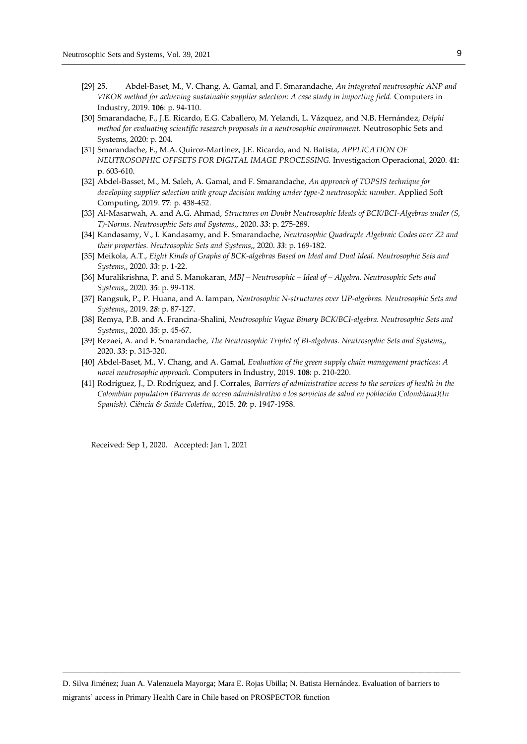[29] 25. Abdel-Baset, M., V. Chang, A. Gamal, and F. Smarandache, *An integrated neutrosophic ANP and VIKOR method for achieving sustainable supplier selection: A case study in importing field.* Computers in Industry, 2019. **106**: p. 94-110.

[30] Smarandache, F., J.E. Ricardo, E.G. Caballero, M. Yelandi, L. Vázquez, and N.B. Hernández, *Delphi method for evaluating scientific research proposals in a neutrosophic environment.* Neutrosophic Sets and Systems, 2020: p. 204.

[31] Smarandache, F., M.A. Quiroz-Martínez, J.E. Ricardo, and N. Batista, *APPLICATION OF NEUTROSOPHIC OFFSETS FOR DIGITAL IMAGE PROCESSING.* Investigacion Operacional, 2020. **41**: p. 603-610.

[32] Abdel-Basset, M., M. Saleh, A. Gamal, and F. Smarandache, *An approach of TOPSIS technique for developing supplier selection with group decision making under type-2 neutrosophic number.* Applied Soft Computing, 2019. **77**: p. 438-452.

[33] Al-Masarwah, A. and A.G. Ahmad, *Structures on Doubt Neutrosophic Ideals of BCK/BCI-Algebras under (S, T)-Norms. Neutrosophic Sets and Systems*,, 2020. ***33***: p. 275-289.

[34] Kandasamy, V., I. Kandasamy, and F. Smarandache, *Neutrosophic Quadruple Algebraic Codes over Z2 and their properties. Neutrosophic Sets and Systems*,, 2020. ***33***: p. 169-182.

[35] Meikola, A.T., *Eight Kinds of Graphs of BCK-algebras Based on Ideal and Dual Ideal. Neutrosophic Sets and Systems*,, 2020. ***33***: p. 1-22.

[36] Muralikrishna, P. and S. Manokaran, *MBJ – Neutrosophic – Ideal of – Algebra. Neutrosophic Sets and Systems*,, 2020. ***35***: p. 99-118.

[37] Rangsuk, P., P. Huana, and A. Iampan, *Neutrosophic N-structures over UP-algebras. Neutrosophic Sets and Systems*,, 2019. ***28***: p. 87-127.

[38] Remya, P.B. and A. Francina-Shalini, *Neutrosophic Vague Binary BCK/BCI-algebra. Neutrosophic Sets and Systems*,, 2020. ***35***: p. 45-67.

[39] Rezaei, A. and F. Smarandache, *The Neutrosophic Triplet of BI-algebras. Neutrosophic Sets and Systems*,, 2020. ***33***: p. 313-320.

[40] Abdel-Baset, M., V. Chang, and A. Gamal, *Evaluation of the green supply chain management practices: A novel neutrosophic approach.* Computers in Industry, 2019. **108**: p. 210-220.

[41] Rodríguez, J., D. Rodríguez, and J. Corrales, *Barriers of administrative access to the services of health in the Colombian population (Barreras de acceso administrativo a los servicios de salud en población Colombiana)(In Spanish). Ciência & Saúde Coletiva*,, 2015. ***20***: p. 1947-1958.

Received: Sep 1, 2020. Accepted: Jan 1, 2021